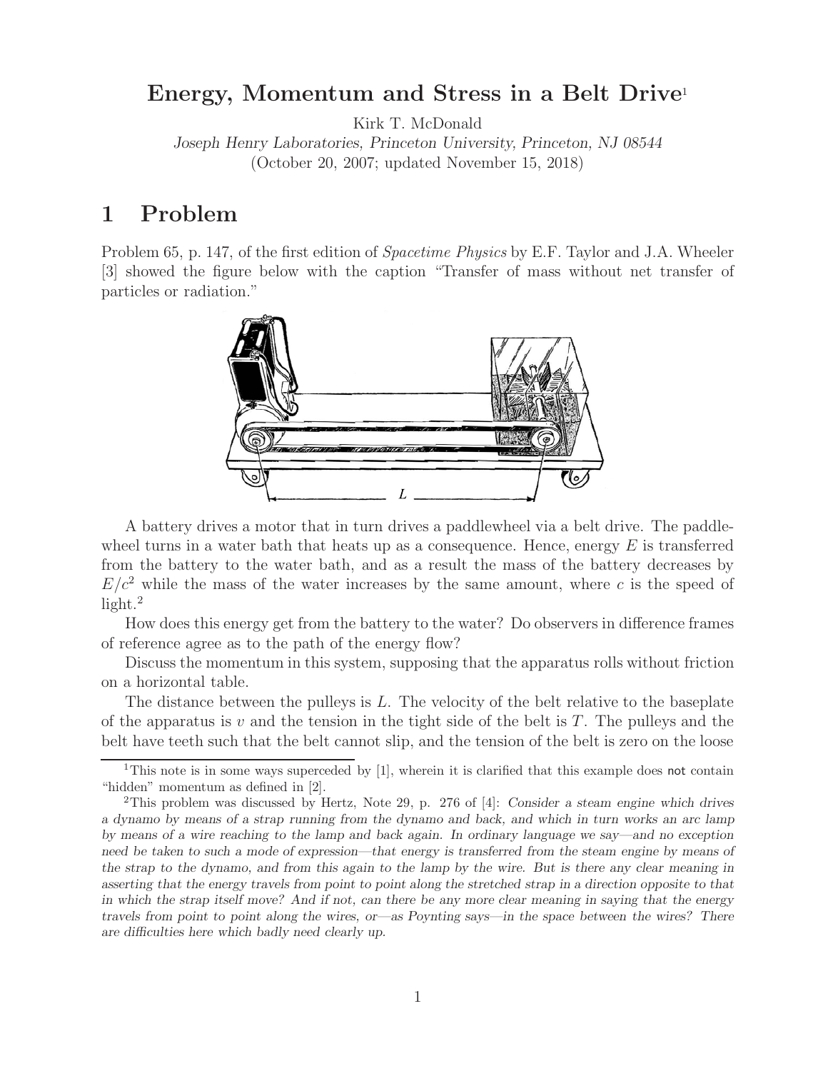# Energy, Momentum and Stress in a Belt Drive[1]

Kirk T. McDonald

*Joseph Henry Laboratories, Princeton University, Princeton, NJ 08544*

(October 20, 2007; updated November 15, 2018)

## 1 Problem

Problem 65, p. 147, of the first edition of *Spacetime Physics* by E.F. Taylor and J.A. Wheeler [3] showed the figure below with the caption "Transfer of mass without net transfer of particles or radiation."

A battery drives a motor that in turn drives a paddlewheel via a belt drive. The paddlewheel turns in a water bath that heats up as a consequence. Hence, energy $E$ is transferred from the battery to the water bath, and as a result the mass of the battery decreases by $E/c^2$ while the mass of the water increases by the same amount, where $c$ is the speed of light.[2]

How does this energy get from the battery to the water? Do observers in difference frames of reference agree as to the path of the energy flow?

Discuss the momentum in this system, supposing that the apparatus rolls without friction on a horizontal table.

The distance between the pulleys is $L$. The velocity of the belt relative to the baseplate of the apparatus is $v$ and the tension in the tight side of the belt is $T$. The pulleys and the belt have teeth such that the belt cannot slip, and the tension of the belt is zero on the loose

---

[1] This note is in some ways superceded by [1], wherein it is clarified that this example does not contain "hidden" momentum as defined in [2].

[2] This problem was discussed by Hertz, Note 29, p. 276 of [4]: *Consider a steam engine which drives a dynamo by means of a strap running from the dynamo and back, and which in turn works an arc lamp by means of a wire reaching to the lamp and back again. In ordinary language we say—and no exception need be taken to such a mode of expression—that energy is transferred from the steam engine by means of the strap to the dynamo, and from this again to the lamp by the wire. But is there any clear meaning in asserting that the energy travels from point to point along the stretched strap in a direction opposite to that in which the strap itself move? And if not, can there be any more clear meaning in saying that the energy travels from point to point along the wires, or—as Poynting says—in the space between the wires? There are difficulties here which badly need clearly up.*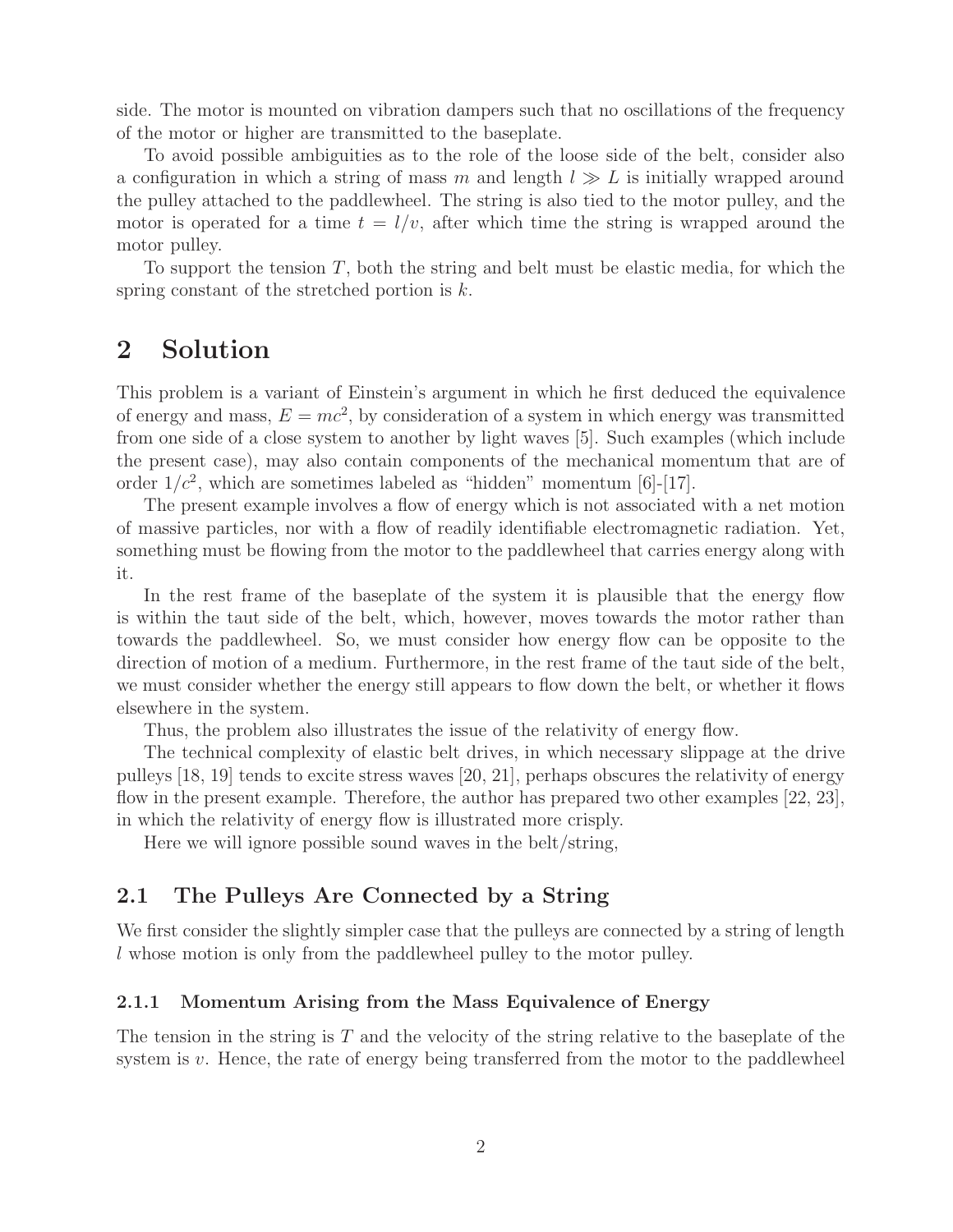side. The motor is mounted on vibration dampers such that no oscillations of the frequency of the motor or higher are transmitted to the baseplate.

To avoid possible ambiguities as to the role of the loose side of the belt, consider also a configuration in which a string of mass $m$ and length $l \gg L$ is initially wrapped around the pulley attached to the paddlewheel. The string is also tied to the motor pulley, and the motor is operated for a time $t = l/v$, after which time the string is wrapped around the motor pulley.

To support the tension $T$, both the string and belt must be elastic media, for which the spring constant of the stretched portion is $k$.

# 2 Solution

This problem is a variant of Einstein's argument in which he first deduced the equivalence of energy and mass, $E = mc^2$, by consideration of a system in which energy was transmitted from one side of a close system to another by light waves [5]. Such examples (which include the present case), may also contain components of the mechanical momentum that are of order $1/c^2$, which are sometimes labeled as "hidden" momentum [6]-[17].

The present example involves a flow of energy which is not associated with a net motion of massive particles, nor with a flow of readily identifiable electromagnetic radiation. Yet, something must be flowing from the motor to the paddlewheel that carries energy along with it.

In the rest frame of the baseplate of the system it is plausible that the energy flow is within the taut side of the belt, which, however, moves towards the motor rather than towards the paddlewheel. So, we must consider how energy flow can be opposite to the direction of motion of a medium. Furthermore, in the rest frame of the taut side of the belt, we must consider whether the energy still appears to flow down the belt, or whether it flows elsewhere in the system.

Thus, the problem also illustrates the issue of the relativity of energy flow.

The technical complexity of elastic belt drives, in which necessary slippage at the drive pulleys [18, 19] tends to excite stress waves [20, 21], perhaps obscures the relativity of energy flow in the present example. Therefore, the author has prepared two other examples [22, 23], in which the relativity of energy flow is illustrated more crisply.

Here we will ignore possible sound waves in the belt/string,

## 2.1 The Pulleys Are Connected by a String

We first consider the slightly simpler case that the pulleys are connected by a string of length $l$ whose motion is only from the paddlewheel pulley to the motor pulley.

### 2.1.1 Momentum Arising from the Mass Equivalence of Energy

The tension in the string is $T$ and the velocity of the string relative to the baseplate of the system is $v$. Hence, the rate of energy being transferred from the motor to the paddlewheel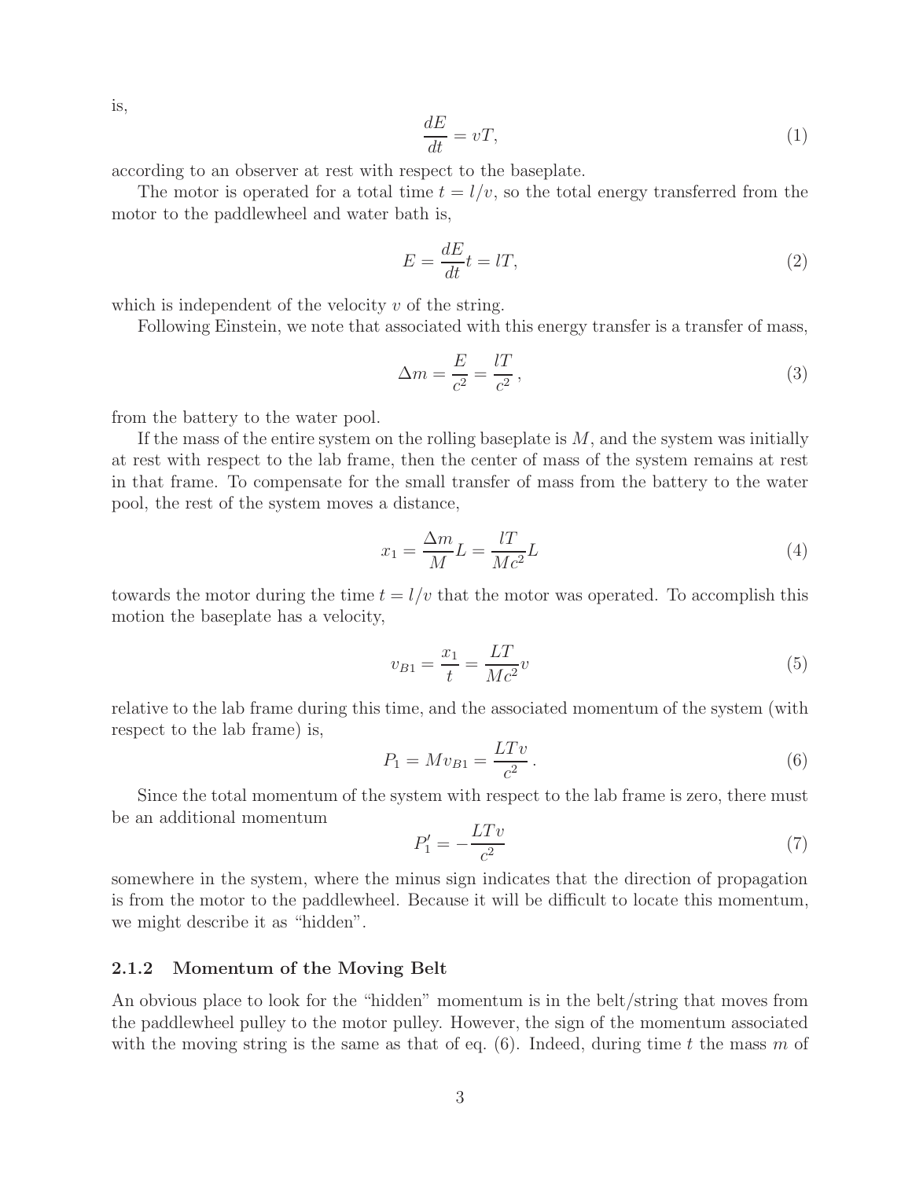is,

$$\frac{dE}{dt} = vT, \tag{1}$$

according to an observer at rest with respect to the baseplate.

The motor is operated for a total time $t = l/v$, so the total energy transferred from the motor to the paddlewheel and water bath is,

$$E = \frac{dE}{dt} t = lT, \tag{2}$$

which is independent of the velocity $v$ of the string.

Following Einstein, we note that associated with this energy transfer is a transfer of mass,

$$\Delta m = \frac{E}{c^2} = \frac{lT}{c^2}, \tag{3}$$

from the battery to the water pool.

If the mass of the entire system on the rolling baseplate is $M$, and the system was initially at rest with respect to the lab frame, then the center of mass of the system remains at rest in that frame. To compensate for the small transfer of mass from the battery to the water pool, the rest of the system moves a distance,

$$x_1 = \frac{\Delta m}{M} L = \frac{lT}{Mc^2} L \tag{4}$$

towards the motor during the time $t = l/v$ that the motor was operated. To accomplish this motion the baseplate has a velocity,

$$v_{B1} = \frac{x_1}{t} = \frac{LT}{Mc^2} v \tag{5}$$

relative to the lab frame during this time, and the associated momentum of the system (with respect to the lab frame) is,

$$P_1 = M v_{B1} = \frac{LTv}{c^2}. \tag{6}$$

Since the total momentum of the system with respect to the lab frame is zero, there must be an additional momentum

$$P_1' = -\frac{LTv}{c^2} \tag{7}$$

somewhere in the system, where the minus sign indicates that the direction of propagation is from the motor to the paddlewheel. Because it will be difficult to locate this momentum, we might describe it as "hidden".

### 2.1.2 Momentum of the Moving Belt

An obvious place to look for the "hidden" momentum is in the belt/string that moves from the paddlewheel pulley to the motor pulley. However, the sign of the momentum associated with the moving string is the same as that of eq. (6). Indeed, during time $t$ the mass $m$ of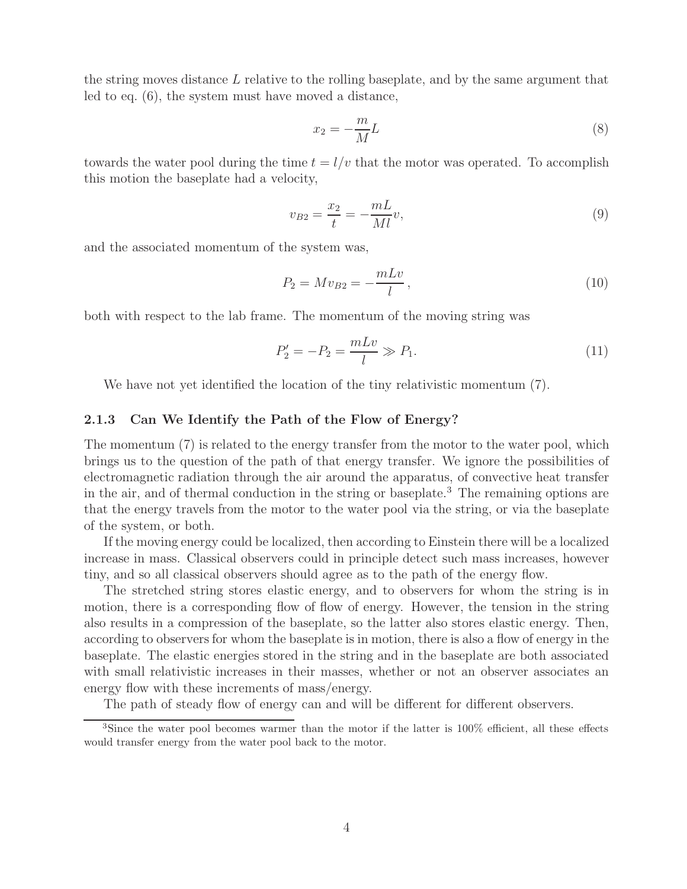the string moves distance $L$ relative to the rolling baseplate, and by the same argument that led to eq. (6), the system must have moved a distance,

$$x_2 = -\frac{m}{M}L \tag{8}$$

towards the water pool during the time $t = l/v$ that the motor was operated. To accomplish this motion the baseplate had a velocity,

$$v_{B2} = \frac{x_2}{t} = -\frac{mL}{Ml}v, \tag{9}$$

and the associated momentum of the system was,

$$P_2 = Mv_{B2} = -\frac{mLv}{l}, \tag{10}$$

both with respect to the lab frame. The momentum of the moving string was

$$P_2' = -P_2 = \frac{mLv}{l} \gg P_1. \tag{11}$$

We have not yet identified the location of the tiny relativistic momentum (7).

### 2.1.3 Can We Identify the Path of the Flow of Energy?

The momentum (7) is related to the energy transfer from the motor to the water pool, which brings us to the question of the path of that energy transfer. We ignore the possibilities of electromagnetic radiation through the air around the apparatus, of convective heat transfer in the air, and of thermal conduction in the string or baseplate.[3] The remaining options are that the energy travels from the motor to the water pool via the string, or via the baseplate of the system, or both.

If the moving energy could be localized, then according to Einstein there will be a localized increase in mass. Classical observers could in principle detect such mass increases, however tiny, and so all classical observers should agree as to the path of the energy flow.

The stretched string stores elastic energy, and to observers for whom the string is in motion, there is a corresponding flow of flow of energy. However, the tension in the string also results in a compression of the baseplate, so the latter also stores elastic energy. Then, according to observers for whom the baseplate is in motion, there is also a flow of energy in the baseplate. The elastic energies stored in the string and in the baseplate are both associated with small relativistic increases in their masses, whether or not an observer associates an energy flow with these increments of mass/energy.

The path of steady flow of energy can and will be different for different observers.

[3] Since the water pool becomes warmer than the motor if the latter is 100% efficient, all these effects would transfer energy from the water pool back to the motor.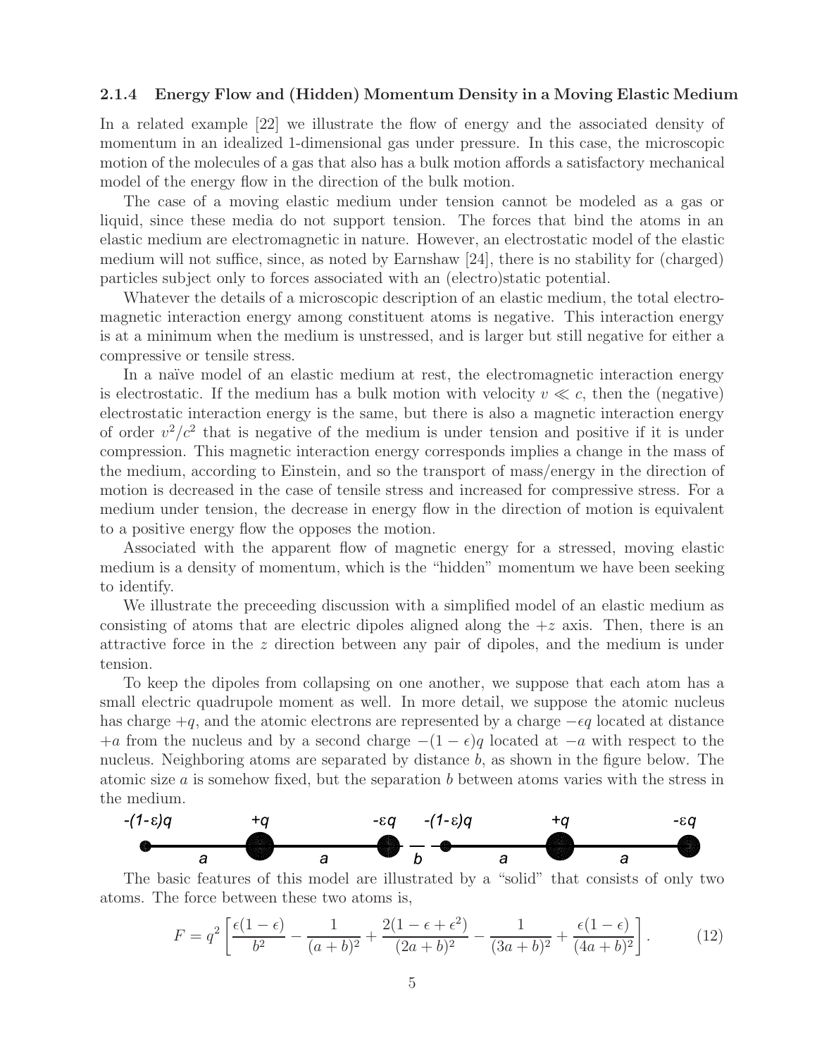### 2.1.4 Energy Flow and (Hidden) Momentum Density in a Moving Elastic Medium

In a related example [22] we illustrate the flow of energy and the associated density of momentum in an idealized 1-dimensional gas under pressure. In this case, the microscopic motion of the molecules of a gas that also has a bulk motion affords a satisfactory mechanical model of the energy flow in the direction of the bulk motion.

The case of a moving elastic medium under tension cannot be modeled as a gas or liquid, since these media do not support tension. The forces that bind the atoms in an elastic medium are electromagnetic in nature. However, an electrostatic model of the elastic medium will not suffice, since, as noted by Earnshaw [24], there is no stability for (charged) particles subject only to forces associated with an (electro)static potential.

Whatever the details of a microscopic description of an elastic medium, the total electromagnetic interaction energy among constituent atoms is negative. This interaction energy is at a minimum when the medium is unstressed, and is larger but still negative for either a compressive or tensile stress.

In a naïve model of an elastic medium at rest, the electromagnetic interaction energy is electrostatic. If the medium has a bulk motion with velocity $v \ll c$, then the (negative) electrostatic interaction energy is the same, but there is also a magnetic interaction energy of order $v^2/c^2$ that is negative of the medium is under tension and positive if it is under compression. This magnetic interaction energy corresponds implies a change in the mass of the medium, according to Einstein, and so the transport of mass/energy in the direction of motion is decreased in the case of tensile stress and increased for compressive stress. For a medium under tension, the decrease in energy flow in the direction of motion is equivalent to a positive energy flow the opposes the motion.

Associated with the apparent flow of magnetic energy for a stressed, moving elastic medium is a density of momentum, which is the "hidden" momentum we have been seeking to identify.

We illustrate the preceeding discussion with a simplified model of an elastic medium as consisting of atoms that are electric dipoles aligned along the $+z$ axis. Then, there is an attractive force in the $z$ direction between any pair of dipoles, and the medium is under tension.

To keep the dipoles from collapsing on one another, we suppose that each atom has a small electric quadrupole moment as well. In more detail, we suppose the atomic nucleus has charge $+q$, and the atomic electrons are represented by a charge $-\epsilon q$ located at distance $+a$ from the nucleus and by a second charge $-(1-\epsilon)q$ located at $-a$ with respect to the nucleus. Neighboring atoms are separated by distance $b$, as shown in the figure below. The atomic size $a$ is somehow fixed, but the separation $b$ between atoms varies with the stress in the medium.

The basic features of this model are illustrated by a "solid" that consists of only two atoms. The force between these two atoms is,

$$F = q^2 \left[ \frac{\epsilon(1-\epsilon)}{b^2} - \frac{1}{(a+b)^2} + \frac{2(1-\epsilon+\epsilon^2)}{(2a+b)^2} - \frac{1}{(3a+b)^2} + \frac{\epsilon(1-\epsilon)}{(4a+b)^2} \right]. \tag{12}$$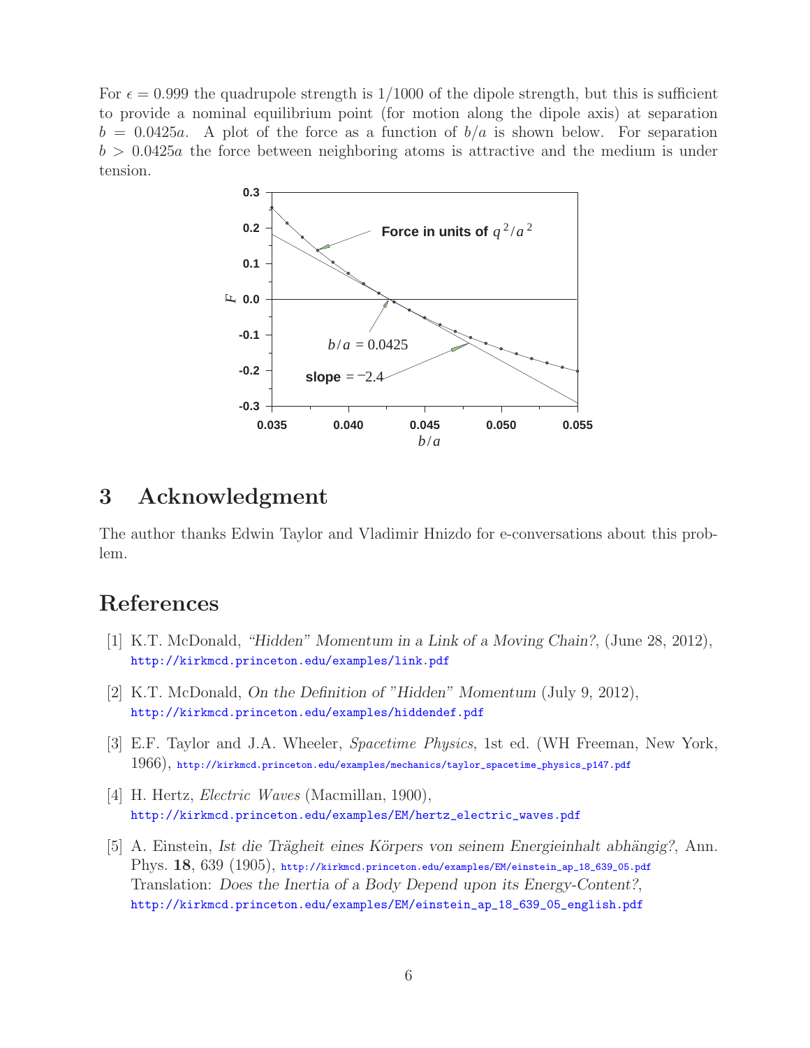For $\epsilon = 0.999$ the quadrupole strength is 1/1000 of the dipole strength, but this is sufficient to provide a nominal equilibrium point (for motion along the dipole axis) at separation $b = 0.0425a$. A plot of the force as a function of $b/a$ is shown below. For separation $b > 0.0425a$ the force between neighboring atoms is attractive and the medium is under tension.

## 3 Acknowledgment

The author thanks Edwin Taylor and Vladimir Hnizdo for e-conversations about this problem.

## References

[1] K.T. McDonald, *"Hidden" Momentum in a Link of a Moving Chain?*, (June 28, 2012), http://kirkmcd.princeton.edu/examples/link.pdf

[2] K.T. McDonald, *On the Definition of "Hidden" Momentum* (July 9, 2012), http://kirkmcd.princeton.edu/examples/hiddendef.pdf

[3] E.F. Taylor and J.A. Wheeler, *Spacetime Physics*, 1st ed. (WH Freeman, New York, 1966), http://kirkmcd.princeton.edu/examples/mechanics/taylor_spacetime_physics_p147.pdf

[4] H. Hertz, *Electric Waves* (Macmillan, 1900), http://kirkmcd.princeton.edu/examples/EM/hertz_electric_waves.pdf

[5] A. Einstein, *Ist die Trägheit eines Körpers von seinem Energieinhalt abhängig?*, Ann. Phys. **18**, 639 (1905), http://kirkmcd.princeton.edu/examples/EM/einstein_ap_18_639_05.pdf
Translation: *Does the Inertia of a Body Depend upon its Energy-Content?*, http://kirkmcd.princeton.edu/examples/EM/einstein_ap_18_639_05_english.pdf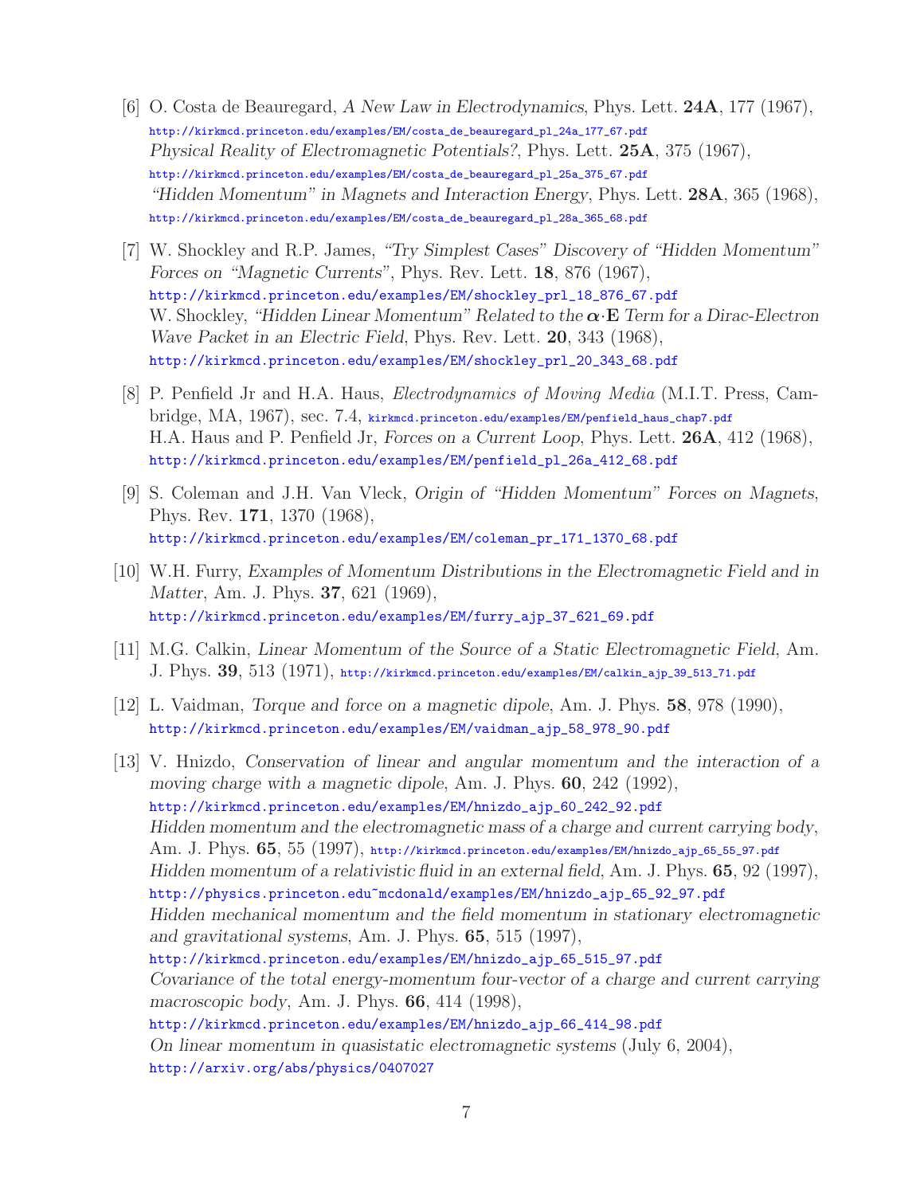[6] O. Costa de Beauregard, *A New Law in Electrodynamics*, Phys. Lett. **24A**, 177 (1967), http://kirkmcd.princeton.edu/examples/EM/costa_de_beauregard_pl_24a_177_67.pdf
*Physical Reality of Electromagnetic Potentials?*, Phys. Lett. **25A**, 375 (1967), http://kirkmcd.princeton.edu/examples/EM/costa_de_beauregard_pl_25a_375_67.pdf
*"Hidden Momentum" in Magnets and Interaction Energy*, Phys. Lett. **28A**, 365 (1968), http://kirkmcd.princeton.edu/examples/EM/costa_de_beauregard_pl_28a_365_68.pdf

[7] W. Shockley and R.P. James, *"Try Simplest Cases" Discovery of "Hidden Momentum" Forces on "Magnetic Currents"*, Phys. Rev. Lett. **18**, 876 (1967), http://kirkmcd.princeton.edu/examples/EM/shockley_prl_18_876_67.pdf
W. Shockley, *"Hidden Linear Momentum" Related to the $\boldsymbol{\alpha}\cdot\mathbf{E}$ Term for a Dirac-Electron Wave Packet in an Electric Field*, Phys. Rev. Lett. **20**, 343 (1968), http://kirkmcd.princeton.edu/examples/EM/shockley_prl_20_343_68.pdf

[8] P. Penfield Jr and H.A. Haus, *Electrodynamics of Moving Media* (M.I.T. Press, Cambridge, MA, 1967), sec. 7.4, kirkmcd.princeton.edu/examples/EM/penfield_haus_chap7.pdf
H.A. Haus and P. Penfield Jr, *Forces on a Current Loop*, Phys. Lett. **26A**, 412 (1968), http://kirkmcd.princeton.edu/examples/EM/penfield_pl_26a_412_68.pdf

[9] S. Coleman and J.H. Van Vleck, *Origin of "Hidden Momentum" Forces on Magnets*, Phys. Rev. **171**, 1370 (1968), http://kirkmcd.princeton.edu/examples/EM/coleman_pr_171_1370_68.pdf

[10] W.H. Furry, *Examples of Momentum Distributions in the Electromagnetic Field and in Matter*, Am. J. Phys. **37**, 621 (1969), http://kirkmcd.princeton.edu/examples/EM/furry_ajp_37_621_69.pdf

[11] M.G. Calkin, *Linear Momentum of the Source of a Static Electromagnetic Field*, Am. J. Phys. **39**, 513 (1971), http://kirkmcd.princeton.edu/examples/EM/calkin_ajp_39_513_71.pdf

[12] L. Vaidman, *Torque and force on a magnetic dipole*, Am. J. Phys. **58**, 978 (1990), http://kirkmcd.princeton.edu/examples/EM/vaidman_ajp_58_978_90.pdf

[13] V. Hnizdo, *Conservation of linear and angular momentum and the interaction of a moving charge with a magnetic dipole*, Am. J. Phys. **60**, 242 (1992), http://kirkmcd.princeton.edu/examples/EM/hnizdo_ajp_60_242_92.pdf
*Hidden momentum and the electromagnetic mass of a charge and current carrying body*, Am. J. Phys. **65**, 55 (1997), http://kirkmcd.princeton.edu/examples/EM/hnizdo_ajp_65_55_97.pdf
*Hidden momentum of a relativistic fluid in an external field*, Am. J. Phys. **65**, 92 (1997), http://physics.princeton.edu~mcdonald/examples/EM/hnizdo_ajp_65_92_97.pdf
*Hidden mechanical momentum and the field momentum in stationary electromagnetic and gravitational systems*, Am. J. Phys. **65**, 515 (1997), http://kirkmcd.princeton.edu/examples/EM/hnizdo_ajp_65_515_97.pdf
*Covariance of the total energy-momentum four-vector of a charge and current carrying macroscopic body*, Am. J. Phys. **66**, 414 (1998), http://kirkmcd.princeton.edu/examples/EM/hnizdo_ajp_66_414_98.pdf
*On linear momentum in quasistatic electromagnetic systems* (July 6, 2004), http://arxiv.org/abs/physics/0407027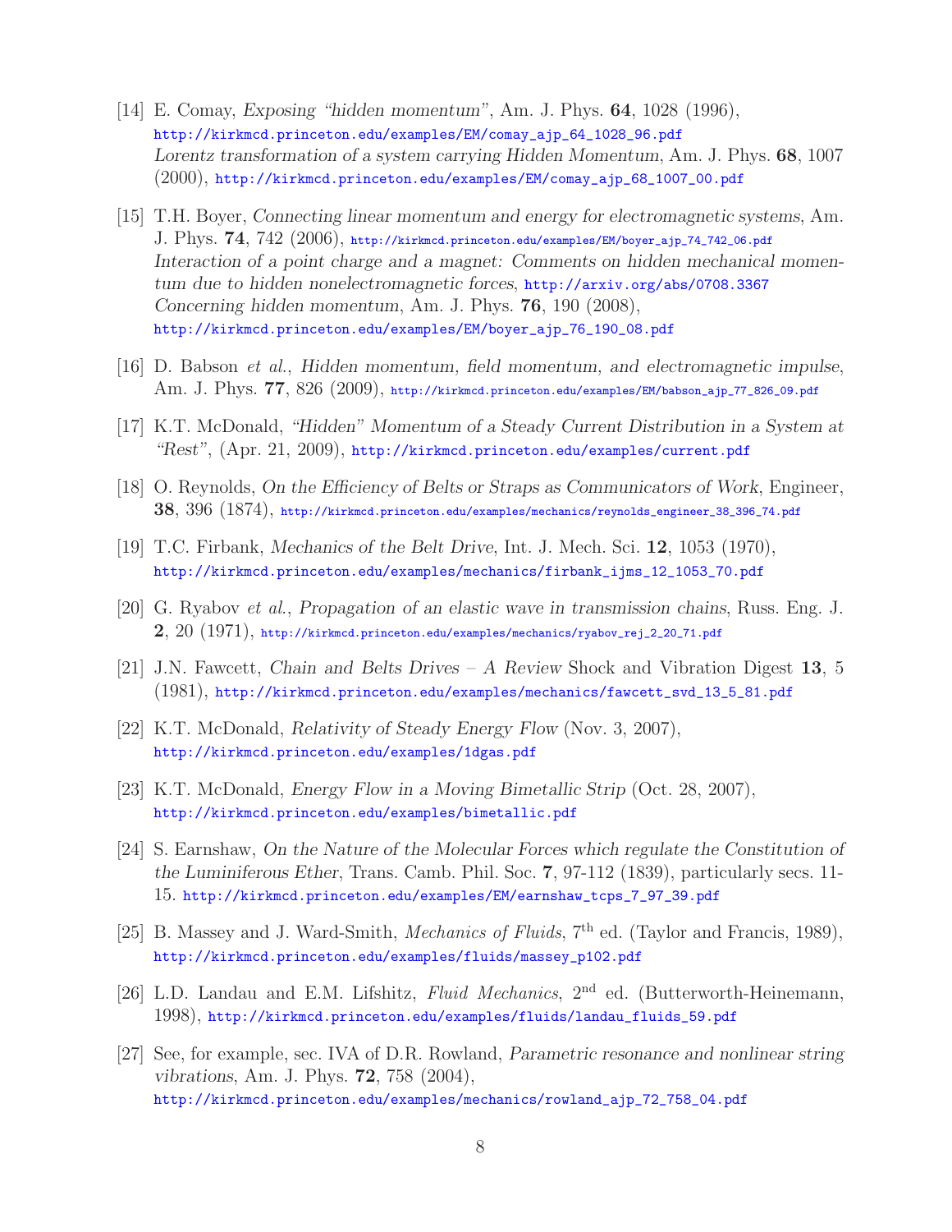[14] E. Comay, *Exposing "hidden momentum"*, Am. J. Phys. **64**, 1028 (1996), http://kirkmcd.princeton.edu/examples/EM/comay_ajp_64_1028_96.pdf
*Lorentz transformation of a system carrying Hidden Momentum*, Am. J. Phys. **68**, 1007 (2000), http://kirkmcd.princeton.edu/examples/EM/comay_ajp_68_1007_00.pdf

[15] T.H. Boyer, *Connecting linear momentum and energy for electromagnetic systems*, Am. J. Phys. **74**, 742 (2006), http://kirkmcd.princeton.edu/examples/EM/boyer_ajp_74_742_06.pdf
*Interaction of a point charge and a magnet: Comments on hidden mechanical momentum due to hidden nonelectromagnetic forces*, http://arxiv.org/abs/0708.3367
*Concerning hidden momentum*, Am. J. Phys. **76**, 190 (2008), http://kirkmcd.princeton.edu/examples/EM/boyer_ajp_76_190_08.pdf

[16] D. Babson *et al.*, *Hidden momentum, field momentum, and electromagnetic impulse*, Am. J. Phys. **77**, 826 (2009), http://kirkmcd.princeton.edu/examples/EM/babson_ajp_77_826_09.pdf

[17] K.T. McDonald, *"Hidden" Momentum of a Steady Current Distribution in a System at "Rest"*, (Apr. 21, 2009), http://kirkmcd.princeton.edu/examples/current.pdf

[18] O. Reynolds, *On the Efficiency of Belts or Straps as Communicators of Work*, Engineer, **38**, 396 (1874), http://kirkmcd.princeton.edu/examples/mechanics/reynolds_engineer_38_396_74.pdf

[19] T.C. Firbank, *Mechanics of the Belt Drive*, Int. J. Mech. Sci. **12**, 1053 (1970), http://kirkmcd.princeton.edu/examples/mechanics/firbank_ijms_12_1053_70.pdf

[20] G. Ryabov *et al.*, *Propagation of an elastic wave in transmission chains*, Russ. Eng. J. **2**, 20 (1971), http://kirkmcd.princeton.edu/examples/mechanics/ryabov_rej_2_20_71.pdf

[21] J.N. Fawcett, *Chain and Belts Drives – A Review* Shock and Vibration Digest **13**, 5 (1981), http://kirkmcd.princeton.edu/examples/mechanics/fawcett_svd_13_5_81.pdf

[22] K.T. McDonald, *Relativity of Steady Energy Flow* (Nov. 3, 2007), http://kirkmcd.princeton.edu/examples/1dgas.pdf

[23] K.T. McDonald, *Energy Flow in a Moving Bimetallic Strip* (Oct. 28, 2007), http://kirkmcd.princeton.edu/examples/bimetallic.pdf

[24] S. Earnshaw, *On the Nature of the Molecular Forces which regulate the Constitution of the Luminiferous Ether*, Trans. Camb. Phil. Soc. **7**, 97-112 (1839), particularly secs. 11-15. http://kirkmcd.princeton.edu/examples/EM/earnshaw_tcps_7_97_39.pdf

[25] B. Massey and J. Ward-Smith, *Mechanics of Fluids*, 7th ed. (Taylor and Francis, 1989), http://kirkmcd.princeton.edu/examples/fluids/massey_p102.pdf

[26] L.D. Landau and E.M. Lifshitz, *Fluid Mechanics*, 2nd ed. (Butterworth-Heinemann, 1998), http://kirkmcd.princeton.edu/examples/fluids/landau_fluids_59.pdf

[27] See, for example, sec. IVA of D.R. Rowland, *Parametric resonance and nonlinear string vibrations*, Am. J. Phys. **72**, 758 (2004), http://kirkmcd.princeton.edu/examples/mechanics/rowland_ajp_72_758_04.pdf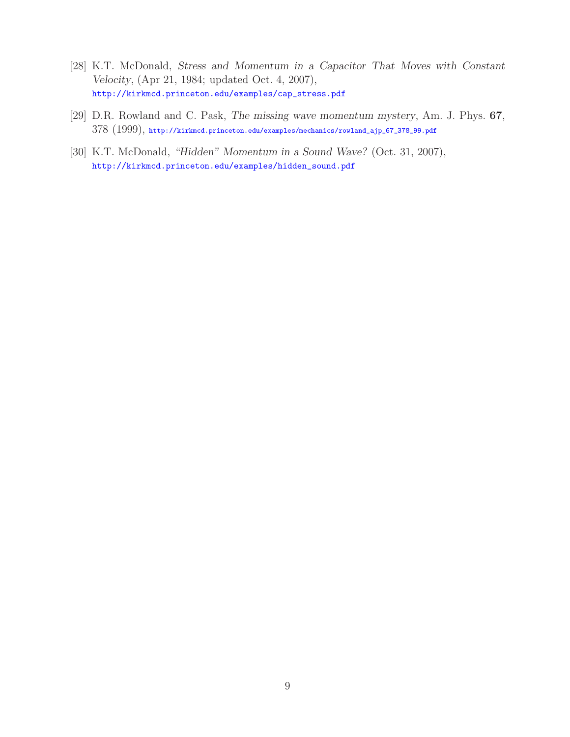[28] K.T. McDonald, *Stress and Momentum in a Capacitor That Moves with Constant Velocity*, (Apr 21, 1984; updated Oct. 4, 2007),
http://kirkmcd.princeton.edu/examples/cap_stress.pdf

[29] D.R. Rowland and C. Pask, *The missing wave momentum mystery*, Am. J. Phys. **67**, 378 (1999), http://kirkmcd.princeton.edu/examples/mechanics/rowland_ajp_67_378_99.pdf

[30] K.T. McDonald, *"Hidden" Momentum in a Sound Wave?* (Oct. 31, 2007),
http://kirkmcd.princeton.edu/examples/hidden_sound.pdf